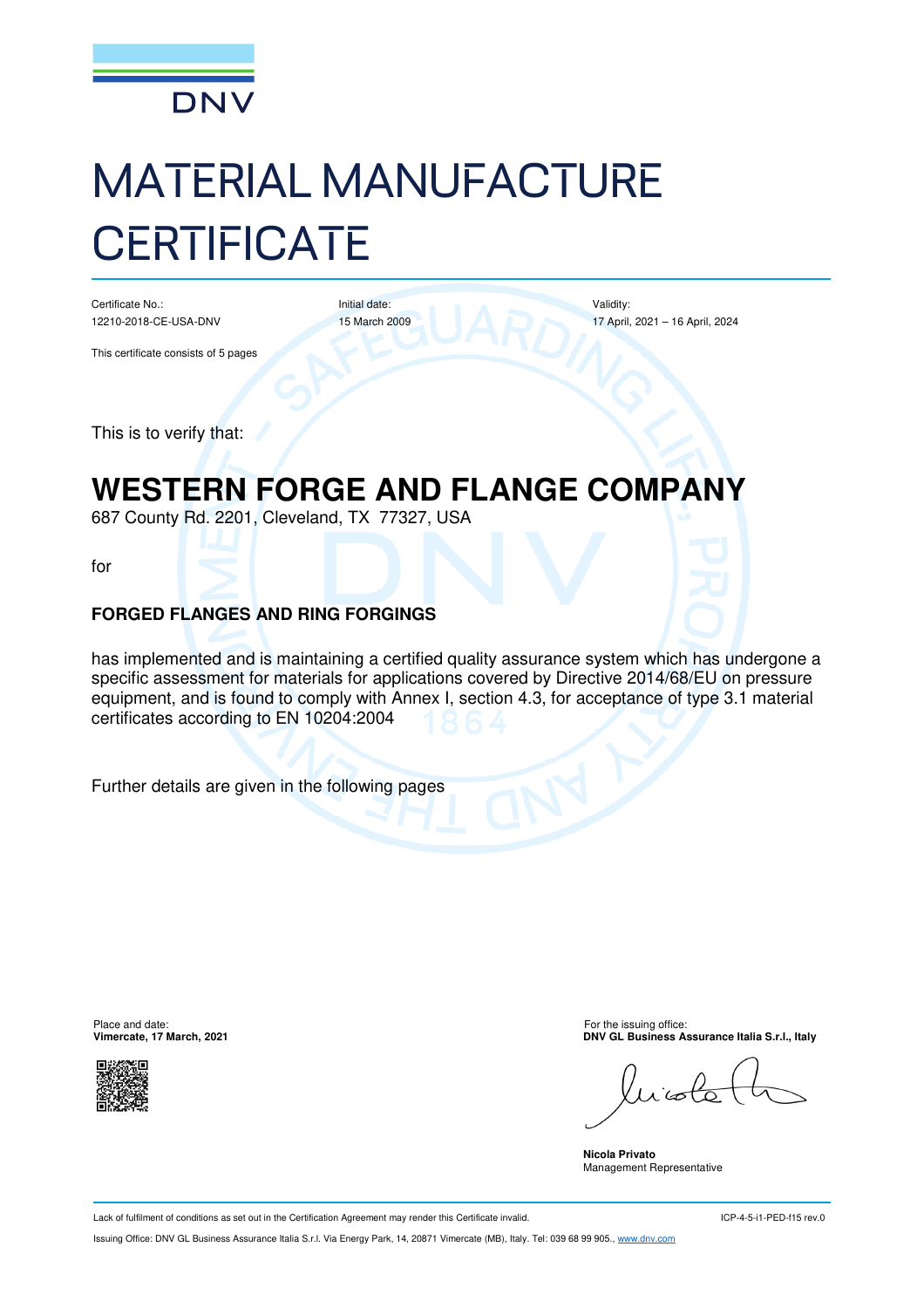DNV

# MATERIAL MANUFACTURE CERTIFICATE

| Certificate No.: | Initial date: | Validity: |
|---|---|---|
| 12210-2018-CE-USA-DNV | 15 March 2009 | 17 April, 2021 – 16 April, 2024 |

This certificate consists of 5 pages

This is to verify that:

## WESTERN FORGE AND FLANGE COMPANY

687 County Rd. 2201, Cleveland, TX 77327, USA

for

**FORGED FLANGES AND RING FORGINGS**

has implemented and is maintaining a certified quality assurance system which has undergone a specific assessment for materials for applications covered by Directive 2014/68/EU on pressure equipment, and is found to comply with Annex I, section 4.3, for acceptance of type 3.1 material certificates according to EN 10204:2004

Further details are given in the following pages

Place and date:
**Vimercate, 17 March, 2021**

For the issuing office:
**DNV GL Business Assurance Italia S.r.l., Italy**

**Nicola Privato**
Management Representative

Lack of fulfilment of conditions as set out in the Certification Agreement may render this Certificate invalid. ICP-4-5-i1-PED-f15 rev.0

Issuing Office: DNV GL Business Assurance Italia S.r.l. Via Energy Park, 14, 20871 Vimercate (MB), Italy. Tel: 039 68 99 905., www.dnv.com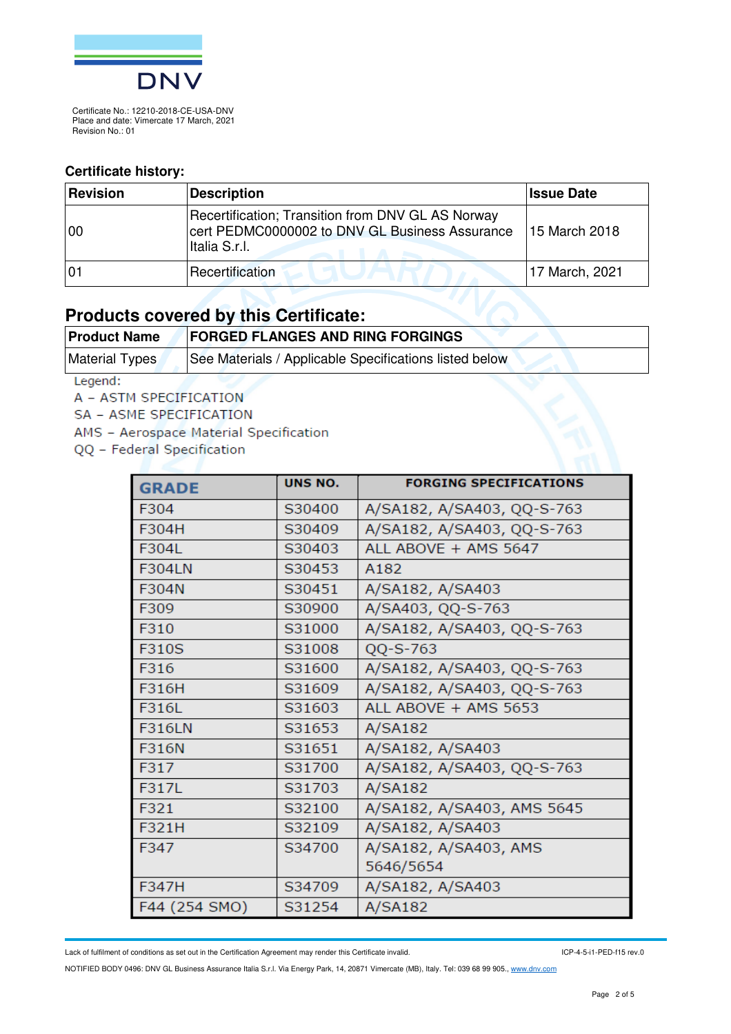Certificate No.: 12210-2018-CE-USA-DNV
Place and date: Vimercate 17 March, 2021
Revision No.: 01

### Certificate history:

| Revision | Description | Issue Date |
|---|---|---|
| 00 | Recertification; Transition from DNV GL AS Norway cert PEDMC0000002 to DNV GL Business Assurance Italia S.r.l. | 15 March 2018 |
| 01 | Recertification | 17 March, 2021 |

## Products covered by this Certificate:

| Product Name | FORGED FLANGES AND RING FORGINGS |
|---|---|
| Material Types | See Materials / Applicable Specifications listed below |

Legend:
A – ASTM SPECIFICATION
SA – ASME SPECIFICATION
AMS – Aerospace Material Specification
QQ – Federal Specification

| GRADE | UNS NO. | FORGING SPECIFICATIONS |
|---|---|---|
| F304 | S30400 | A/SA182, A/SA403, QQ-S-763 |
| F304H | S30409 | A/SA182, A/SA403, QQ-S-763 |
| F304L | S30403 | ALL ABOVE + AMS 5647 |
| F304LN | S30453 | A182 |
| F304N | S30451 | A/SA182, A/SA403 |
| F309 | S30900 | A/SA403, QQ-S-763 |
| F310 | S31000 | A/SA182, A/SA403, QQ-S-763 |
| F310S | S31008 | QQ-S-763 |
| F316 | S31600 | A/SA182, A/SA403, QQ-S-763 |
| F316H | S31609 | A/SA182, A/SA403, QQ-S-763 |
| F316L | S31603 | ALL ABOVE + AMS 5653 |
| F316LN | S31653 | A/SA182 |
| F316N | S31651 | A/SA182, A/SA403 |
| F317 | S31700 | A/SA182, A/SA403, QQ-S-763 |
| F317L | S31703 | A/SA182 |
| F321 | S32100 | A/SA182, A/SA403, AMS 5645 |
| F321H | S32109 | A/SA182, A/SA403 |
| F347 | S34700 | A/SA182, A/SA403, AMS 5646/5654 |
| F347H | S34709 | A/SA182, A/SA403 |
| F44 (254 SMO) | S31254 | A/SA182 |

Lack of fulfilment of conditions as set out in the Certification Agreement may render this Certificate invalid. ICP-4-5-i1-PED-f15 rev.0

NOTIFIED BODY 0496: DNV GL Business Assurance Italia S.r.l. Via Energy Park, 14, 20871 Vimercate (MB), Italy. Tel: 039 68 99 905., www.dnv.com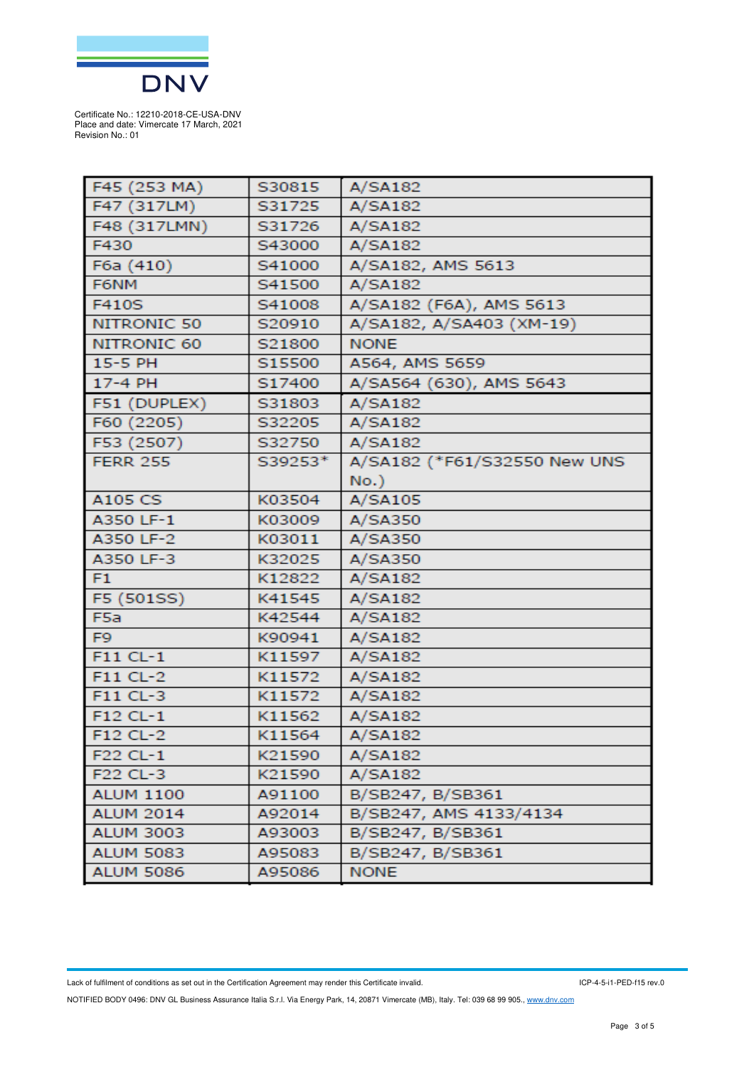Certificate No.: 12210-2018-CE-USA-DNV
Place and date: Vimercate 17 March, 2021
Revision No.: 01

| | | |
|---|---|---|
| F45 (253 MA) | S30815 | A/SA182 |
| F47 (317LM) | S31725 | A/SA182 |
| F48 (317LMN) | S31726 | A/SA182 |
| F430 | S43000 | A/SA182 |
| F6a (410) | S41000 | A/SA182, AMS 5613 |
| F6NM | S41500 | A/SA182 |
| F410S | S41008 | A/SA182 (F6A), AMS 5613 |
| NITRONIC 50 | S20910 | A/SA182, A/SA403 (XM-19) |
| NITRONIC 60 | S21800 | NONE |
| 15-5 PH | S15500 | A564, AMS 5659 |
| 17-4 PH | S17400 | A/SA564 (630), AMS 5643 |
| F51 (DUPLEX) | S31803 | A/SA182 |
| F60 (2205) | S32205 | A/SA182 |
| F53 (2507) | S32750 | A/SA182 |
| FERR 255 | S39253* | A/SA182 (*F61/S32550 New UNS No.) |
| A105 CS | K03504 | A/SA105 |
| A350 LF-1 | K03009 | A/SA350 |
| A350 LF-2 | K03011 | A/SA350 |
| A350 LF-3 | K32025 | A/SA350 |
| F1 | K12822 | A/SA182 |
| F5 (501SS) | K41545 | A/SA182 |
| F5a | K42544 | A/SA182 |
| F9 | K90941 | A/SA182 |
| F11 CL-1 | K11597 | A/SA182 |
| F11 CL-2 | K11572 | A/SA182 |
| F11 CL-3 | K11572 | A/SA182 |
| F12 CL-1 | K11562 | A/SA182 |
| F12 CL-2 | K11564 | A/SA182 |
| F22 CL-1 | K21590 | A/SA182 |
| F22 CL-3 | K21590 | A/SA182 |
| ALUM 1100 | A91100 | B/SB247, B/SB361 |
| ALUM 2014 | A92014 | B/SB247, AMS 4133/4134 |
| ALUM 3003 | A93003 | B/SB247, B/SB361 |
| ALUM 5083 | A95083 | B/SB247, B/SB361 |
| ALUM 5086 | A95086 | NONE |

Lack of fulfilment of conditions as set out in the Certification Agreement may render this Certificate invalid.

ICP-4-5-i1-PED-f15 rev.0

NOTIFIED BODY 0496: DNV GL Business Assurance Italia S.r.l. Via Energy Park, 14, 20871 Vimercate (MB), Italy. Tel: 039 68 99 905., www.dnv.com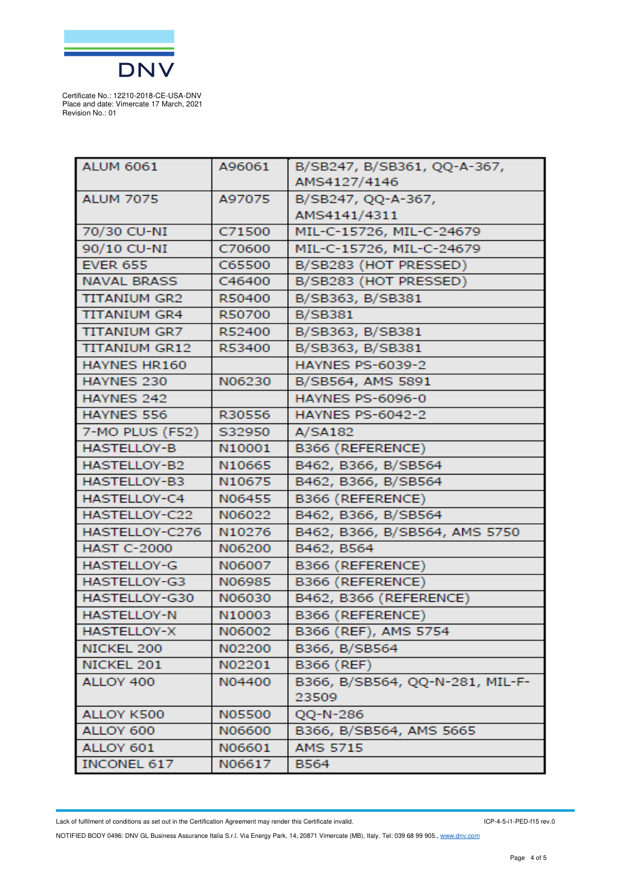Certificate No.: 12210-2018-CE-USA-DNV
Place and date: Vimercate 17 March, 2021
Revision No.: 01

| | | |
|---|---|---|
| ALUM 6061 | A96061 | B/SB247, B/SB361, QQ-A-367, AMS4127/4146 |
| ALUM 7075 | A97075 | B/SB247, QQ-A-367, AMS4141/4311 |
| 70/30 CU-NI | C71500 | MIL-C-15726, MIL-C-24679 |
| 90/10 CU-NI | C70600 | MIL-C-15726, MIL-C-24679 |
| EVER 655 | C65500 | B/SB283 (HOT PRESSED) |
| NAVAL BRASS | C46400 | B/SB283 (HOT PRESSED) |
| TITANIUM GR2 | R50400 | B/SB363, B/SB381 |
| TITANIUM GR4 | R50700 | B/SB381 |
| TITANIUM GR7 | R52400 | B/SB363, B/SB381 |
| TITANIUM GR12 | R53400 | B/SB363, B/SB381 |
| HAYNES HR160 | | HAYNES PS-6039-2 |
| HAYNES 230 | N06230 | B/SB564, AMS 5891 |
| HAYNES 242 | | HAYNES PS-6096-0 |
| HAYNES 556 | R30556 | HAYNES PS-6042-2 |
| 7-MO PLUS (F52) | S32950 | A/SA182 |
| HASTELLOY-B | N10001 | B366 (REFERENCE) |
| HASTELLOY-B2 | N10665 | B462, B366, B/SB564 |
| HASTELLOY-B3 | N10675 | B462, B366, B/SB564 |
| HASTELLOY-C4 | N06455 | B366 (REFERENCE) |
| HASTELLOY-C22 | N06022 | B462, B366, B/SB564 |
| HASTELLOY-C276 | N10276 | B462, B366, B/SB564, AMS 5750 |
| HAST C-2000 | N06200 | B462, B564 |
| HASTELLOY-G | N06007 | B366 (REFERENCE) |
| HASTELLOY-G3 | N06985 | B366 (REFERENCE) |
| HASTELLOY-G30 | N06030 | B462, B366 (REFERENCE) |
| HASTELLOY-N | N10003 | B366 (REFERENCE) |
| HASTELLOY-X | N06002 | B366 (REF), AMS 5754 |
| NICKEL 200 | N02200 | B366, B/SB564 |
| NICKEL 201 | N02201 | B366 (REF) |
| ALLOY 400 | N04400 | B366, B/SB564, QQ-N-281, MIL-F-23509 |
| ALLOY K500 | N05500 | QQ-N-286 |
| ALLOY 600 | N06600 | B366, B/SB564, AMS 5665 |
| ALLOY 601 | N06601 | AMS 5715 |
| INCONEL 617 | N06617 | B564 |

Lack of fulfilment of conditions as set out in the Certification Agreement may render this Certificate invalid. ICP-4-5-i1-PED-f15 rev.0

NOTIFIED BODY 0496: DNV GL Business Assurance Italia S.r.l. Via Energy Park, 14, 20871 Vimercate (MB), Italy. Tel: 039 68 99 905., www.dnv.com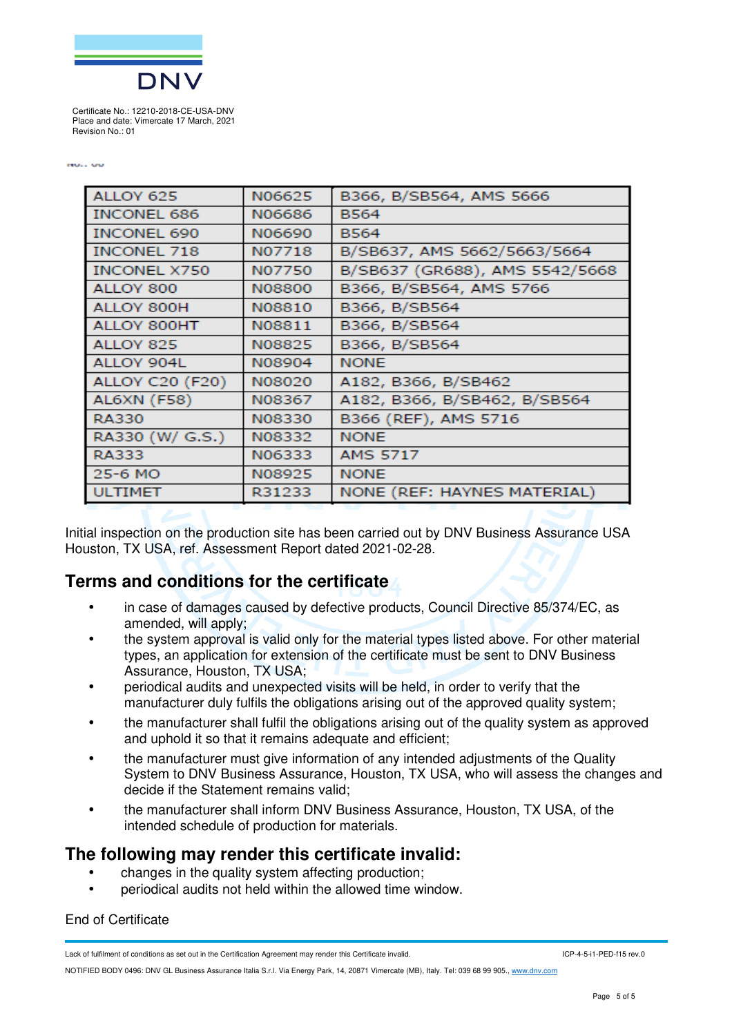Certificate No.: 12210-2018-CE-USA-DNV
Place and date: Vimercate 17 March, 2021
Revision No.: 01

| | | |
|---|---|---|
| ALLOY 625 | N06625 | B366, B/SB564, AMS 5666 |
| INCONEL 686 | N06686 | B564 |
| INCONEL 690 | N06690 | B564 |
| INCONEL 718 | N07718 | B/SB637, AMS 5662/5663/5664 |
| INCONEL X750 | N07750 | B/SB637 (GR688), AMS 5542/5668 |
| ALLOY 800 | N08800 | B366, B/SB564, AMS 5766 |
| ALLOY 800H | N08810 | B366, B/SB564 |
| ALLOY 800HT | N08811 | B366, B/SB564 |
| ALLOY 825 | N08825 | B366, B/SB564 |
| ALLOY 904L | N08904 | NONE |
| ALLOY C20 (F20) | N08020 | A182, B366, B/SB462 |
| AL6XN (F58) | N08367 | A182, B366, B/SB462, B/SB564 |
| RA330 | N08330 | B366 (REF), AMS 5716 |
| RA330 (W/ G.S.) | N08332 | NONE |
| RA333 | N06333 | AMS 5717 |
| 25-6 MO | N08925 | NONE |
| ULTIMET | R31233 | NONE (REF: HAYNES MATERIAL) |

Initial inspection on the production site has been carried out by DNV Business Assurance USA Houston, TX USA, ref. Assessment Report dated 2021-02-28.

## Terms and conditions for the certificate

- in case of damages caused by defective products, Council Directive 85/374/EC, as amended, will apply;
- the system approval is valid only for the material types listed above. For other material types, an application for extension of the certificate must be sent to DNV Business Assurance, Houston, TX USA;
- periodical audits and unexpected visits will be held, in order to verify that the manufacturer duly fulfils the obligations arising out of the approved quality system;
- the manufacturer shall fulfil the obligations arising out of the quality system as approved and uphold it so that it remains adequate and efficient;
- the manufacturer must give information of any intended adjustments of the Quality System to DNV Business Assurance, Houston, TX USA, who will assess the changes and decide if the Statement remains valid;
- the manufacturer shall inform DNV Business Assurance, Houston, TX USA, of the intended schedule of production for materials.

## The following may render this certificate invalid:

- changes in the quality system affecting production;
- periodical audits not held within the allowed time window.

End of Certificate

Lack of fulfilment of conditions as set out in the Certification Agreement may render this Certificate invalid. ICP-4-5-i1-PED-f15 rev.0

NOTIFIED BODY 0496: DNV GL Business Assurance Italia S.r.l. Via Energy Park, 14, 20871 Vimercate (MB), Italy. Tel: 039 68 99 905., www.dnv.com